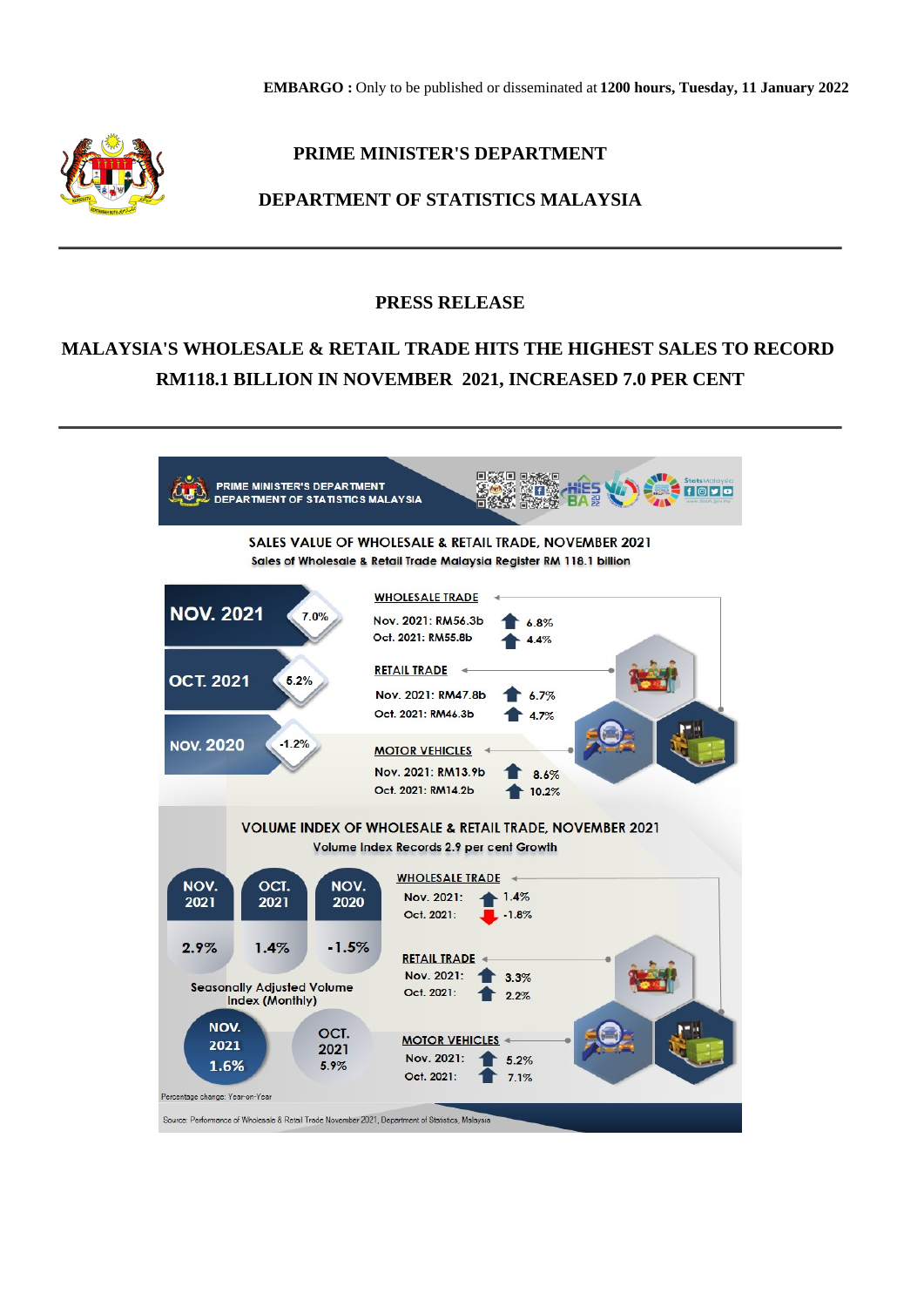**EMBARGO :** Only to be published or disseminated at **1200 hours, Tuesday, 11 January 2022**

**PRIME MINISTER'S DEPARTMENT**

**DEPARTMENT OF STATISTICS MALAYSIA**

---

## PRESS RELEASE

## MALAYSIA'S WHOLESALE & RETAIL TRADE HITS THE HIGHEST SALES TO RECORD RM118.1 BILLION IN NOVEMBER 2021, INCREASED 7.0 PER CENT

---

PRIME MINISTER'S DEPARTMENT
DEPARTMENT OF STATISTICS MALAYSIA

### SALES VALUE OF WHOLESALE & RETAIL TRADE, NOVEMBER 2021

Sales of Wholesale & Retail Trade Malaysia Register RM 118.1 billion

| Period | Change |
|---|---|
| NOV. 2021 | 7.0% |
| OCT. 2021 | 5.2% |
| NOV. 2020 | -1.2% |

**WHOLESALE TRADE**
- Nov. 2021: RM56.3b — 6.8%
- Oct. 2021: RM55.8b — 4.4%

**RETAIL TRADE**
- Nov. 2021: RM47.8b — 6.7%
- Oct. 2021: RM46.3b — 4.7%

**MOTOR VEHICLES**
- Nov. 2021: RM13.9b — 8.6%
- Oct. 2021: RM14.2b — 10.2%

### VOLUME INDEX OF WHOLESALE & RETAIL TRADE, NOVEMBER 2021

Volume Index Records 2.9 per cent Growth

| NOV. 2021 | OCT. 2021 | NOV. 2020 |
|---|---|---|
| 2.9% | 1.4% | -1.5% |

Seasonally Adjusted Volume Index (Monthly)

| NOV. 2021 | OCT. 2021 |
|---|---|
| 1.6% | 5.9% |

**WHOLESALE TRADE**
- Nov. 2021: 1.4%
- Oct. 2021: -1.8%

**RETAIL TRADE**
- Nov. 2021: 3.3%
- Oct. 2021: 2.2%

**MOTOR VEHICLES**
- Nov. 2021: 5.2%
- Oct. 2021: 7.1%

Percentage change: Year-on-Year

Source: Performance of Wholesale & Retail Trade November 2021, Department of Statistics, Malaysia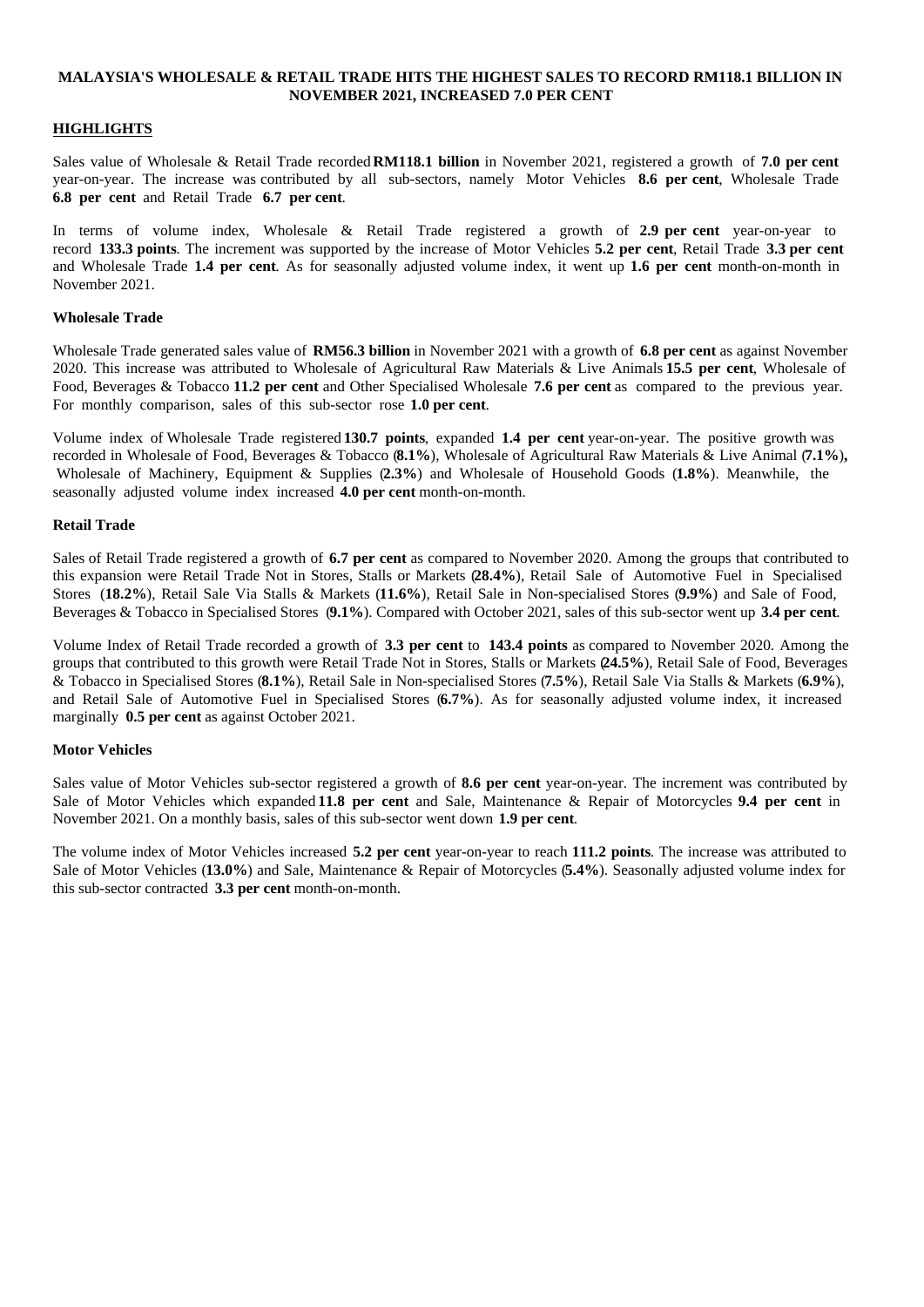**MALAYSIA'S WHOLESALE & RETAIL TRADE HITS THE HIGHEST SALES TO RECORD RM118.1 BILLION IN NOVEMBER 2021, INCREASED 7.0 PER CENT**

## HIGHLIGHTS

Sales value of Wholesale & Retail Trade recorded **RM118.1 billion** in November 2021, registered a growth of **7.0 per cent** year-on-year. The increase was contributed by all sub-sectors, namely Motor Vehicles **8.6 per cent**, Wholesale Trade **6.8 per cent** and Retail Trade **6.7 per cent**.

In terms of volume index, Wholesale & Retail Trade registered a growth of **2.9 per cent** year-on-year to record **133.3 points**. The increment was supported by the increase of Motor Vehicles **5.2 per cent**, Retail Trade **3.3 per cent** and Wholesale Trade **1.4 per cent**. As for seasonally adjusted volume index, it went up **1.6 per cent** month-on-month in November 2021.

### Wholesale Trade

Wholesale Trade generated sales value of **RM56.3 billion** in November 2021 with a growth of **6.8 per cent** as against November 2020. This increase was attributed to Wholesale of Agricultural Raw Materials & Live Animals **15.5 per cent**, Wholesale of Food, Beverages & Tobacco **11.2 per cent** and Other Specialised Wholesale **7.6 per cent** as compared to the previous year. For monthly comparison, sales of this sub-sector rose **1.0 per cent**.

Volume index of Wholesale Trade registered **130.7 points**, expanded **1.4 per cent** year-on-year. The positive growth was recorded in Wholesale of Food, Beverages & Tobacco (**8.1%**), Wholesale of Agricultural Raw Materials & Live Animal (**7.1%**), Wholesale of Machinery, Equipment & Supplies (**2.3%**) and Wholesale of Household Goods (**1.8%**). Meanwhile, the seasonally adjusted volume index increased **4.0 per cent** month-on-month.

### Retail Trade

Sales of Retail Trade registered a growth of **6.7 per cent** as compared to November 2020. Among the groups that contributed to this expansion were Retail Trade Not in Stores, Stalls or Markets (**28.4%**), Retail Sale of Automotive Fuel in Specialised Stores (**18.2%**), Retail Sale Via Stalls & Markets (**11.6%**), Retail Sale in Non-specialised Stores (**9.9%**) and Sale of Food, Beverages & Tobacco in Specialised Stores (**9.1%**). Compared with October 2021, sales of this sub-sector went up **3.4 per cent**.

Volume Index of Retail Trade recorded a growth of **3.3 per cent** to **143.4 points** as compared to November 2020. Among the groups that contributed to this growth were Retail Trade Not in Stores, Stalls or Markets (**24.5%**), Retail Sale of Food, Beverages & Tobacco in Specialised Stores (**8.1%**), Retail Sale in Non-specialised Stores (**7.5%**), Retail Sale Via Stalls & Markets (**6.9%**), and Retail Sale of Automotive Fuel in Specialised Stores (**6.7%**). As for seasonally adjusted volume index, it increased marginally **0.5 per cent** as against October 2021.

### Motor Vehicles

Sales value of Motor Vehicles sub-sector registered a growth of **8.6 per cent** year-on-year. The increment was contributed by Sale of Motor Vehicles which expanded **11.8 per cent** and Sale, Maintenance & Repair of Motorcycles **9.4 per cent** in November 2021. On a monthly basis, sales of this sub-sector went down **1.9 per cent**.

The volume index of Motor Vehicles increased **5.2 per cent** year-on-year to reach **111.2 points**. The increase was attributed to Sale of Motor Vehicles (**13.0%**) and Sale, Maintenance & Repair of Motorcycles (**5.4%**). Seasonally adjusted volume index for this sub-sector contracted **3.3 per cent** month-on-month.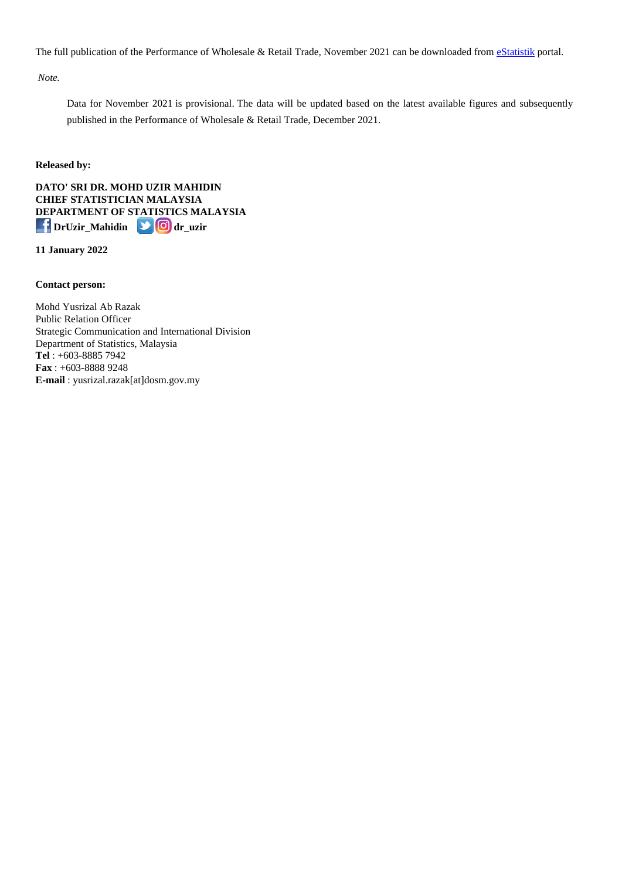The full publication of the Performance of Wholesale & Retail Trade, November 2021 can be downloaded from [eStatistik](#) portal.

*Note.*

Data for November 2021 is provisional. The data will be updated based on the latest available figures and subsequently published in the Performance of Wholesale & Retail Trade, December 2021.

**Released by:**

**DATO' SRI DR. MOHD UZIR MAHIDIN**
**CHIEF STATISTICIAN MALAYSIA**
**DEPARTMENT OF STATISTICS MALAYSIA**
**DrUzir_Mahidin** **dr_uzir**

**11 January 2022**

**Contact person:**

Mohd Yusrizal Ab Razak
Public Relation Officer
Strategic Communication and International Division
Department of Statistics, Malaysia
**Tel** : +603-8885 7942
**Fax** : +603-8888 9248
**E-mail** : yusrizal.razak[at]dosm.gov.my